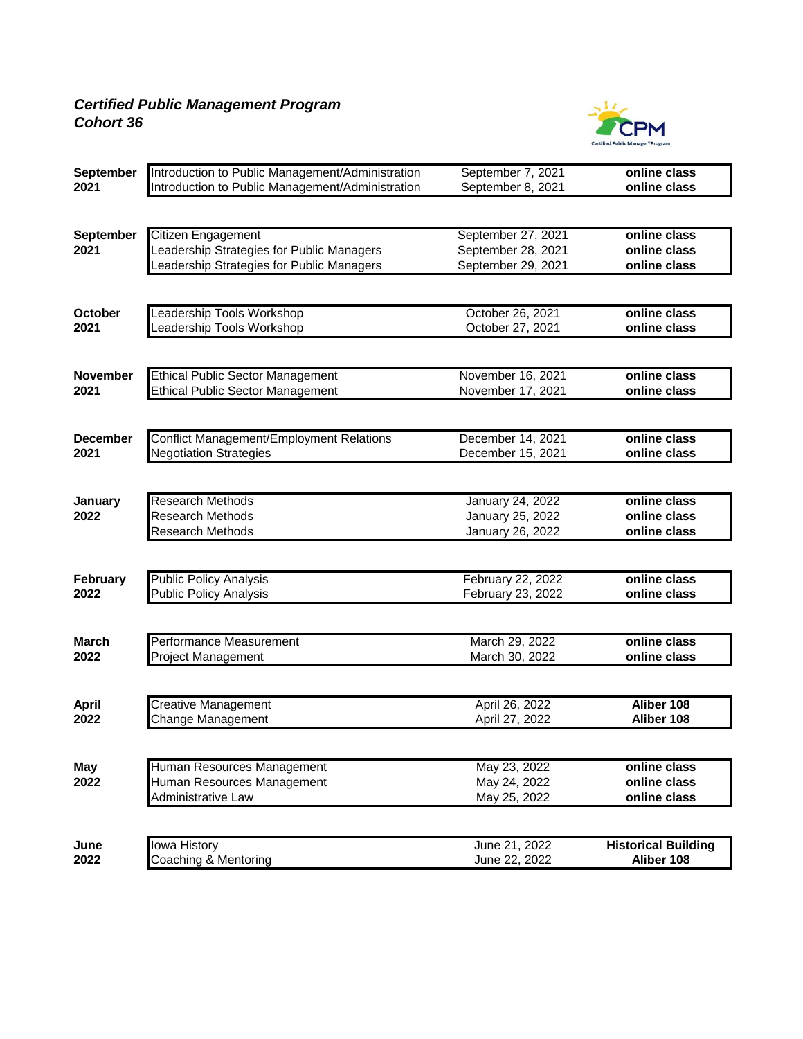***Certified Public Management Program***
***Cohort 36***

| Month | Course | Date | Location |
|---|---|---|---|
| **September 2021** | Introduction to Public Management/Administration | September 7, 2021 | **online class** |
| | Introduction to Public Management/Administration | September 8, 2021 | **online class** |
| **September 2021** | Citizen Engagement | September 27, 2021 | **online class** |
| | Leadership Strategies for Public Managers | September 28, 2021 | **online class** |
| | Leadership Strategies for Public Managers | September 29, 2021 | **online class** |
| **October 2021** | Leadership Tools Workshop | October 26, 2021 | **online class** |
| | Leadership Tools Workshop | October 27, 2021 | **online class** |
| **November 2021** | Ethical Public Sector Management | November 16, 2021 | **online class** |
| | Ethical Public Sector Management | November 17, 2021 | **online class** |
| **December 2021** | Conflict Management/Employment Relations | December 14, 2021 | **online class** |
| | Negotiation Strategies | December 15, 2021 | **online class** |
| **January 2022** | Research Methods | January 24, 2022 | **online class** |
| | Research Methods | January 25, 2022 | **online class** |
| | Research Methods | January 26, 2022 | **online class** |
| **February 2022** | Public Policy Analysis | February 22, 2022 | **online class** |
| | Public Policy Analysis | February 23, 2022 | **online class** |
| **March 2022** | Performance Measurement | March 29, 2022 | **online class** |
| | Project Management | March 30, 2022 | **online class** |
| **April 2022** | Creative Management | April 26, 2022 | **Aliber 108** |
| | Change Management | April 27, 2022 | **Aliber 108** |
| **May 2022** | Human Resources Management | May 23, 2022 | **online class** |
| | Human Resources Management | May 24, 2022 | **online class** |
| | Administrative Law | May 25, 2022 | **online class** |
| **June 2022** | Iowa History | June 21, 2022 | **Historical Building** |
| | Coaching & Mentoring | June 22, 2022 | **Aliber 108** |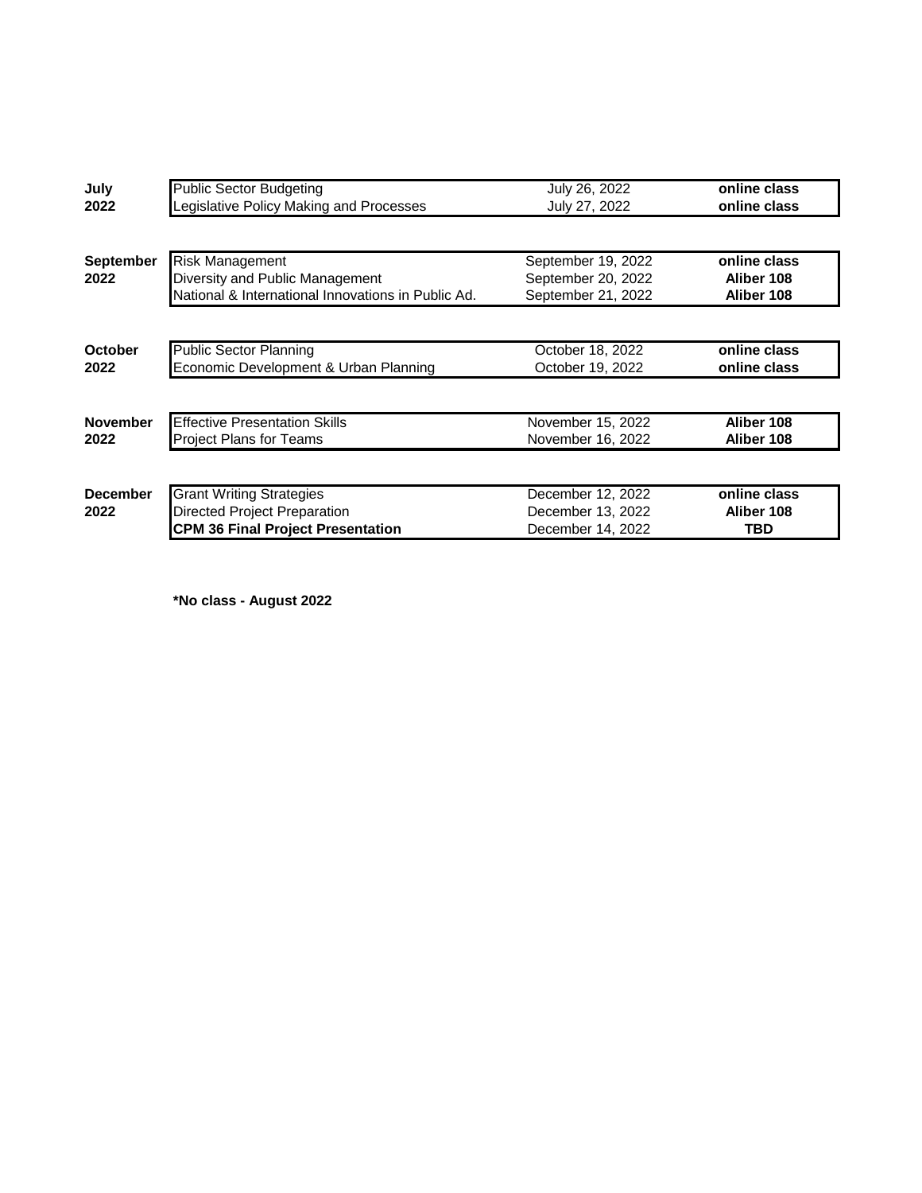| | | | |
|---|---|---|---|
| **July 2022** | Public Sector Budgeting | July 26, 2022 | **online class** |
| | Legislative Policy Making and Processes | July 27, 2022 | **online class** |
| **September 2022** | Risk Management | September 19, 2022 | **online class** |
| | Diversity and Public Management | September 20, 2022 | **Aliber 108** |
| | National & International Innovations in Public Ad. | September 21, 2022 | **Aliber 108** |
| **October 2022** | Public Sector Planning | October 18, 2022 | **online class** |
| | Economic Development & Urban Planning | October 19, 2022 | **online class** |
| **November 2022** | Effective Presentation Skills | November 15, 2022 | **Aliber 108** |
| | Project Plans for Teams | November 16, 2022 | **Aliber 108** |
| **December 2022** | Grant Writing Strategies | December 12, 2022 | **online class** |
| | Directed Project Preparation | December 13, 2022 | **Aliber 108** |
| | **CPM 36 Final Project Presentation** | December 14, 2022 | **TBD** |

**\*No class - August 2022**